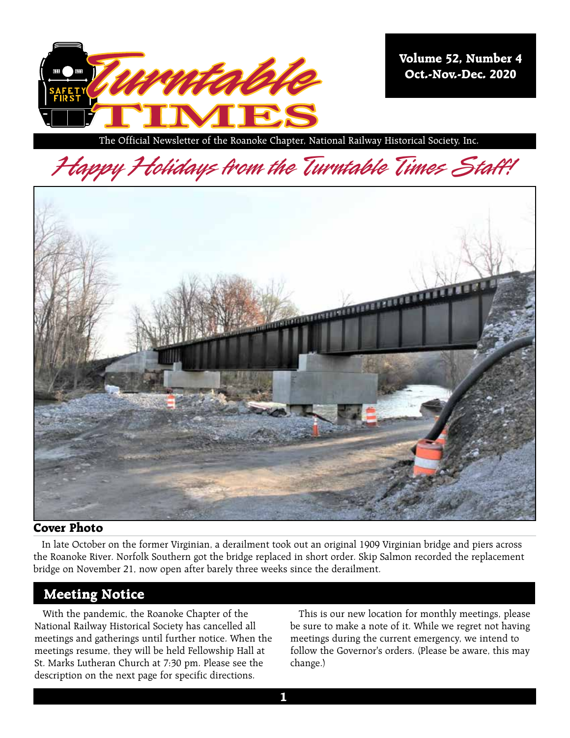# Turntable Times

**Volume 52, Number 4**
**Oct.-Nov.-Dec. 2020**

The Official Newsletter of the Roanoke Chapter, National Railway Historical Society, Inc.

## *Happy Holidays from the Turntable Times Staff!*

### Cover Photo

In late October on the former Virginian, a derailment took out an original 1909 Virginian bridge and piers across the Roanoke River. Norfolk Southern got the bridge replaced in short order. Skip Salmon recorded the replacement bridge on November 21, now open after barely three weeks since the derailment.

## Meeting Notice

With the pandemic, the Roanoke Chapter of the National Railway Historical Society has cancelled all meetings and gatherings until further notice. When the meetings resume, they will be held Fellowship Hall at St. Marks Lutheran Church at 7:30 pm. Please see the description on the next page for specific directions.

This is our new location for monthly meetings, please be sure to make a note of it. While we regret not having meetings during the current emergency, we intend to follow the Governor's orders. (Please be aware, this may change.)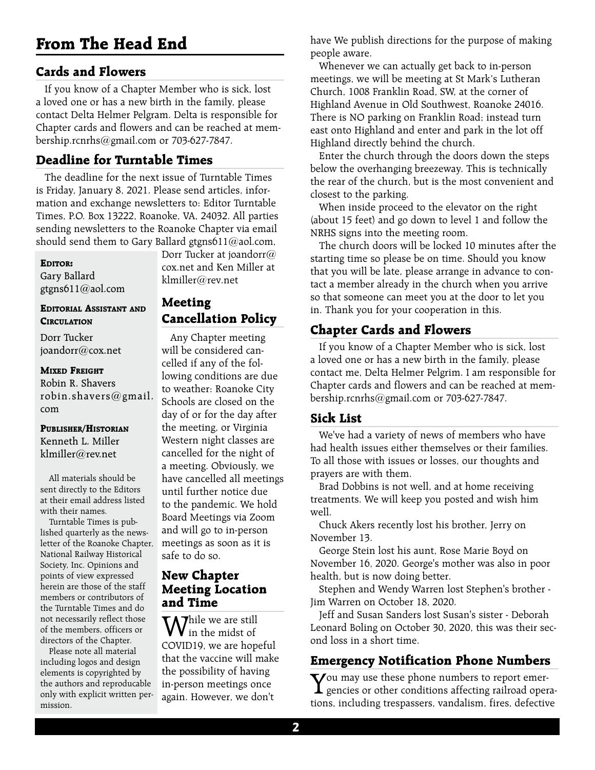# From The Head End

## Cards and Flowers

If you know of a Chapter Member who is sick, lost a loved one or has a new birth in the family, please contact Delta Helmer Pelgram. Delta is responsible for Chapter cards and flowers and can be reached at membership.rcnrhs@gmail.com or 703-627-7847.

## Deadline for Turntable Times

The deadline for the next issue of Turntable Times is Friday, January 8, 2021. Please send articles, information and exchange newsletters to: Editor Turntable Times, P.O. Box 13222, Roanoke, VA, 24032. All parties sending newsletters to the Roanoke Chapter via email should send them to Gary Ballard gtgns611@aol.com, Dorr Tucker at joandorr@cox.net and Ken Miller at klmiller@rev.net

**Editor:**
Gary Ballard
gtgns611@aol.com

**Editorial Assistant and Circulation**

Dorr Tucker
joandorr@cox.net

**Mixed Freight**
Robin R. Shavers
robin.shavers@gmail.com

**Publisher/Historian**
Kenneth L. Miller
klmiller@rev.net

All materials should be sent directly to the Editors at their email address listed with their names.

Turntable Times is published quarterly as the newsletter of the Roanoke Chapter, National Railway Historical Society, Inc. Opinions and points of view expressed herein are those of the staff members or contributors of the Turntable Times and do not necessarily reflect those of the members, officers or directors of the Chapter.

Please note all material including logos and design elements is copyrighted by the authors and reproducable only with explicit written permission.

## Meeting Cancellation Policy

Any Chapter meeting will be considered cancelled if any of the following conditions are due to weather: Roanoke City Schools are closed on the day of or for the day after the meeting, or Virginia Western night classes are cancelled for the night of a meeting. Obviously, we have cancelled all meetings until further notice due to the pandemic. We hold Board Meetings via Zoom and will go to in-person meetings as soon as it is safe to do so.

## New Chapter Meeting Location and Time

While we are still in the midst of COVID19, we are hopeful that the vaccine will make the possibility of having in-person meetings once again. However, we don't have We publish directions for the purpose of making people aware.

Whenever we can actually get back to in-person meetings, we will be meeting at St Mark's Lutheran Church, 1008 Franklin Road, SW, at the corner of Highland Avenue in Old Southwest, Roanoke 24016. There is NO parking on Franklin Road; instead turn east onto Highland and enter and park in the lot off Highland directly behind the church.

Enter the church through the doors down the steps below the overhanging breezeway. This is technically the rear of the church, but is the most convenient and closest to the parking.

When inside proceed to the elevator on the right (about 15 feet) and go down to level 1 and follow the NRHS signs into the meeting room.

The church doors will be locked 10 minutes after the starting time so please be on time. Should you know that you will be late, please arrange in advance to contact a member already in the church when you arrive so that someone can meet you at the door to let you in. Thank you for your cooperation in this.

## Chapter Cards and Flowers

If you know of a Chapter Member who is sick, lost a loved one or has a new birth in the family, please contact me, Delta Helmer Pelgrim. I am responsible for Chapter cards and flowers and can be reached at membership.rcnrhs@gmail.com or 703-627-7847.

## Sick List

We've had a variety of news of members who have had health issues either themselves or their families. To all those with issues or losses, our thoughts and prayers are with them.

Brad Dobbins is not well, and at home receiving treatments. We will keep you posted and wish him well.

Chuck Akers recently lost his brother, Jerry on November 13.

George Stein lost his aunt, Rose Marie Boyd on November 16, 2020. George's mother was also in poor health, but is now doing better.

Stephen and Wendy Warren lost Stephen's brother - Jim Warren on October 18, 2020.

Jeff and Susan Sanders lost Susan's sister - Deborah Leonard Boling on October 30, 2020, this was their second loss in a short time.

## Emergency Notification Phone Numbers

You may use these phone numbers to report emergencies or other conditions affecting railroad operations, including trespassers, vandalism, fires, defective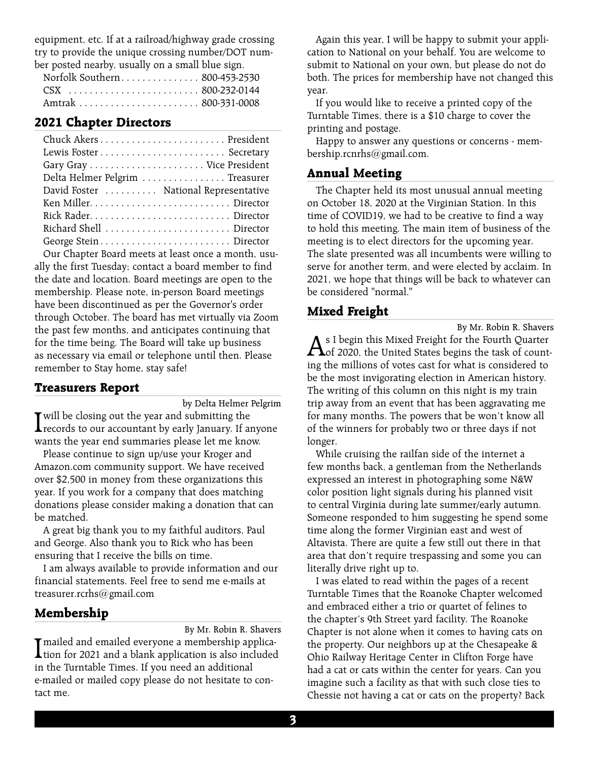equipment, etc. If at a railroad/highway grade crossing try to provide the unique crossing number/DOT number posted nearby, usually on a small blue sign.

| | |
|---|---|
| Norfolk Southern | 800-453-2530 |
| CSX | 800-232-0144 |
| Amtrak | 800-331-0008 |

## 2021 Chapter Directors

| | |
|---|---|
| Chuck Akers | President |
| Lewis Foster | Secretary |
| Gary Gray | Vice President |
| Delta Helmer Pelgrim | Treasurer |
| David Foster | National Representative |
| Ken Miller | Director |
| Rick Rader | Director |
| Richard Shell | Director |
| George Stein | Director |

Our Chapter Board meets at least once a month, usually the first Tuesday; contact a board member to find the date and location. Board meetings are open to the membership. Please note, in-person Board meetings have been discontinued as per the Governor's order through October. The board has met virtually via Zoom the past few months, and anticipates continuing that for the time being. The Board will take up business as necessary via email or telephone until then. Please remember to Stay home, stay safe!

## Treasurers Report

by Delta Helmer Pelgrim

I will be closing out the year and submitting the records to our accountant by early January. If anyone wants the year end summaries please let me know.

Please continue to sign up/use your Kroger and Amazon.com community support. We have received over $2,500 in money from these organizations this year. If you work for a company that does matching donations please consider making a donation that can be matched.

A great big thank you to my faithful auditors, Paul and George. Also thank you to Rick who has been ensuring that I receive the bills on time.

I am always available to provide information and our financial statements. Feel free to send me e-mails at treasurer.rcrhs@gmail.com

## Membership

By Mr. Robin R. Shavers

I mailed and emailed everyone a membership application for 2021 and a blank application is also included in the Turntable Times. If you need an additional e-mailed or mailed copy please do not hesitate to contact me.

Again this year, I will be happy to submit your application to National on your behalf. You are welcome to submit to National on your own, but please do not do both. The prices for membership have not changed this year.

If you would like to receive a printed copy of the Turntable Times, there is a $10 charge to cover the printing and postage.

Happy to answer any questions or concerns - membership.rcnrhs@gmail.com.

## Annual Meeting

The Chapter held its most unusual annual meeting on October 18, 2020 at the Virginian Station. In this time of COVID19, we had to be creative to find a way to hold this meeting. The main item of business of the meeting is to elect directors for the upcoming year. The slate presented was all incumbents were willing to serve for another term, and were elected by acclaim. In 2021, we hope that things will be back to whatever can be considered "normal."

## Mixed Freight

By Mr. Robin R. Shavers

As I begin this Mixed Freight for the Fourth Quarter of 2020, the United States begins the task of counting the millions of votes cast for what is considered to be the most invigorating election in American history. The writing of this column on this night is my train trip away from an event that has been aggravating me for many months. The powers that be won't know all of the winners for probably two or three days if not longer.

While cruising the railfan side of the internet a few months back, a gentleman from the Netherlands expressed an interest in photographing some N&W color position light signals during his planned visit to central Virginia during late summer/early autumn. Someone responded to him suggesting he spend some time along the former Virginian east and west of Altavista. There are quite a few still out there in that area that don't require trespassing and some you can literally drive right up to.

I was elated to read within the pages of a recent Turntable Times that the Roanoke Chapter welcomed and embraced either a trio or quartet of felines to the chapter's 9th Street yard facility. The Roanoke Chapter is not alone when it comes to having cats on the property. Our neighbors up at the Chesapeake & Ohio Railway Heritage Center in Clifton Forge have had a cat or cats within the center for years. Can you imagine such a facility as that with such close ties to Chessie not having a cat or cats on the property? Back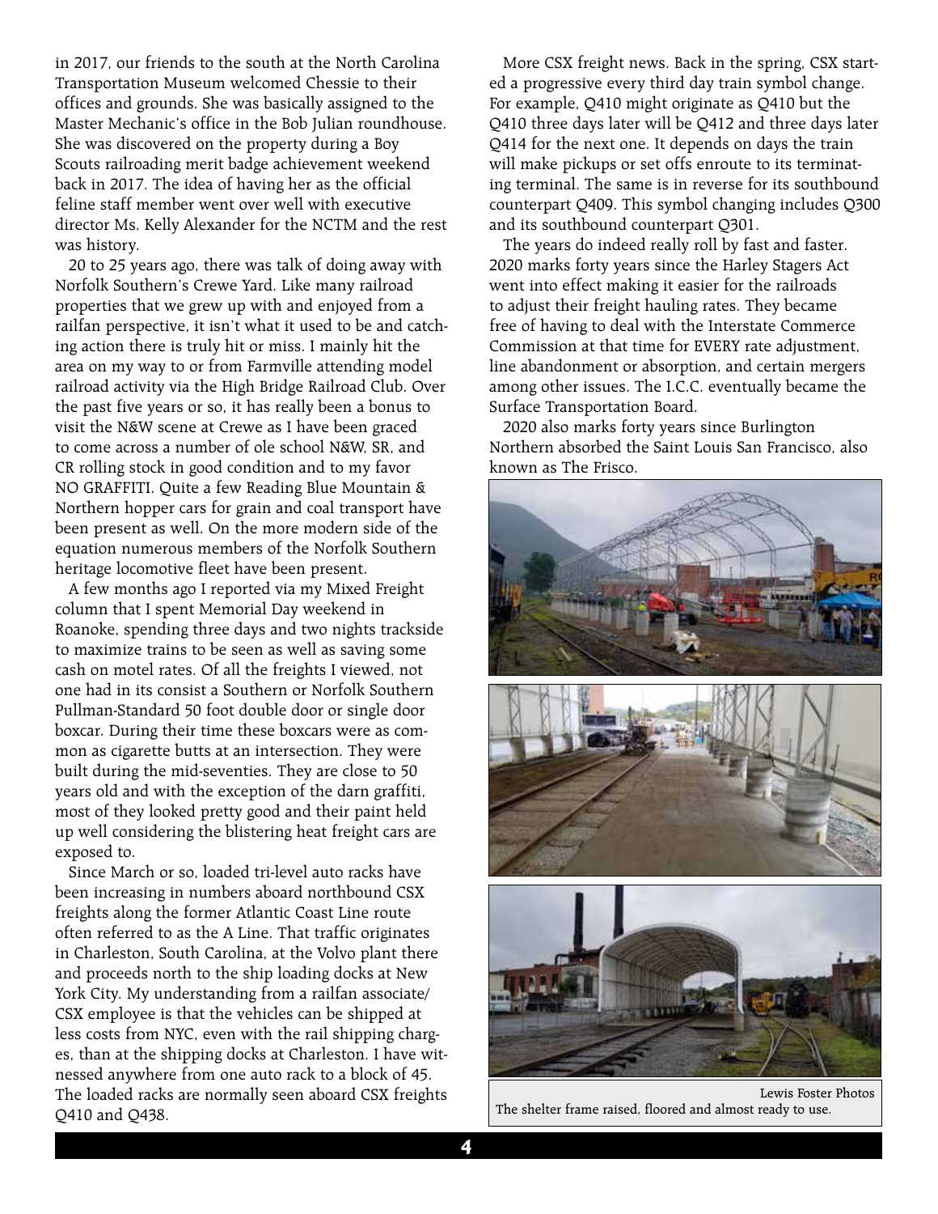in 2017, our friends to the south at the North Carolina Transportation Museum welcomed Chessie to their offices and grounds. She was basically assigned to the Master Mechanic's office in the Bob Julian roundhouse. She was discovered on the property during a Boy Scouts railroading merit badge achievement weekend back in 2017. The idea of having her as the official feline staff member went over well with executive director Ms. Kelly Alexander for the NCTM and the rest was history.

20 to 25 years ago, there was talk of doing away with Norfolk Southern's Crewe Yard. Like many railroad properties that we grew up with and enjoyed from a railfan perspective, it isn't what it used to be and catching action there is truly hit or miss. I mainly hit the area on my way to or from Farmville attending model railroad activity via the High Bridge Railroad Club. Over the past five years or so, it has really been a bonus to visit the N&W scene at Crewe as I have been graced to come across a number of ole school N&W, SR, and CR rolling stock in good condition and to my favor NO GRAFFITI. Quite a few Reading Blue Mountain & Northern hopper cars for grain and coal transport have been present as well. On the more modern side of the equation numerous members of the Norfolk Southern heritage locomotive fleet have been present.

A few months ago I reported via my Mixed Freight column that I spent Memorial Day weekend in Roanoke, spending three days and two nights trackside to maximize trains to be seen as well as saving some cash on motel rates. Of all the freights I viewed, not one had in its consist a Southern or Norfolk Southern Pullman-Standard 50 foot double door or single door boxcar. During their time these boxcars were as common as cigarette butts at an intersection. They were built during the mid-seventies. They are close to 50 years old and with the exception of the darn graffiti, most of they looked pretty good and their paint held up well considering the blistering heat freight cars are exposed to.

Since March or so, loaded tri-level auto racks have been increasing in numbers aboard northbound CSX freights along the former Atlantic Coast Line route often referred to as the A Line. That traffic originates in Charleston, South Carolina, at the Volvo plant there and proceeds north to the ship loading docks at New York City. My understanding from a railfan associate/ CSX employee is that the vehicles can be shipped at less costs from NYC, even with the rail shipping charges, than at the shipping docks at Charleston. I have witnessed anywhere from one auto rack to a block of 45. The loaded racks are normally seen aboard CSX freights Q410 and Q438.

More CSX freight news. Back in the spring, CSX started a progressive every third day train symbol change. For example, Q410 might originate as Q410 but the Q410 three days later will be Q412 and three days later Q414 for the next one. It depends on days the train will make pickups or set offs enroute to its terminating terminal. The same is in reverse for its southbound counterpart Q409. This symbol changing includes Q300 and its southbound counterpart Q301.

The years do indeed really roll by fast and faster. 2020 marks forty years since the Harley Stagers Act went into effect making it easier for the railroads to adjust their freight hauling rates. They became free of having to deal with the Interstate Commerce Commission at that time for EVERY rate adjustment, line abandonment or absorption, and certain mergers among other issues. The I.C.C. eventually became the Surface Transportation Board.

2020 also marks forty years since Burlington Northern absorbed the Saint Louis San Francisco, also known as The Frisco.

Lewis Foster Photos

The shelter frame raised, floored and almost ready to use.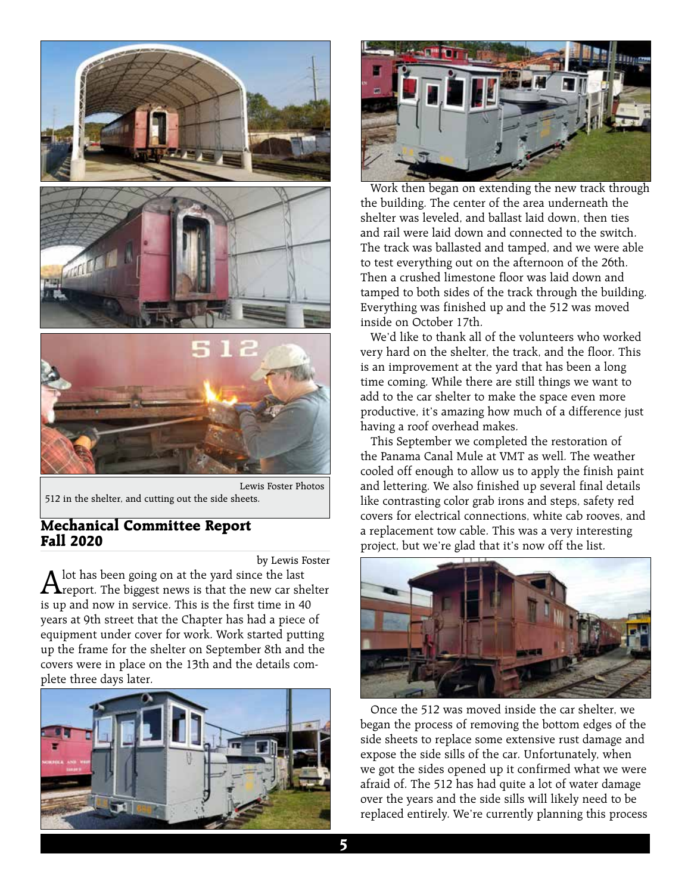Lewis Foster Photos

512 in the shelter, and cutting out the side sheets.

## Mechanical Committee Report Fall 2020

by Lewis Foster

A lot has been going on at the yard since the last report. The biggest news is that the new car shelter is up and now in service. This is the first time in 40 years at 9th street that the Chapter has had a piece of equipment under cover for work. Work started putting up the frame for the shelter on September 8th and the covers were in place on the 13th and the details complete three days later.

Work then began on extending the new track through the building. The center of the area underneath the shelter was leveled, and ballast laid down, then ties and rail were laid down and connected to the switch. The track was ballasted and tamped, and we were able to test everything out on the afternoon of the 26th. Then a crushed limestone floor was laid down and tamped to both sides of the track through the building. Everything was finished up and the 512 was moved inside on October 17th.

We'd like to thank all of the volunteers who worked very hard on the shelter, the track, and the floor. This is an improvement at the yard that has been a long time coming. While there are still things we want to add to the car shelter to make the space even more productive, it's amazing how much of a difference just having a roof overhead makes.

This September we completed the restoration of the Panama Canal Mule at VMT as well. The weather cooled off enough to allow us to apply the finish paint and lettering. We also finished up several final details like contrasting color grab irons and steps, safety red covers for electrical connections, white cab rooves, and a replacement tow cable. This was a very interesting project, but we're glad that it's now off the list.

Once the 512 was moved inside the car shelter, we began the process of removing the bottom edges of the side sheets to replace some extensive rust damage and expose the side sills of the car. Unfortunately, when we got the sides opened up it confirmed what we were afraid of. The 512 has had quite a lot of water damage over the years and the side sills will likely need to be replaced entirely. We're currently planning this process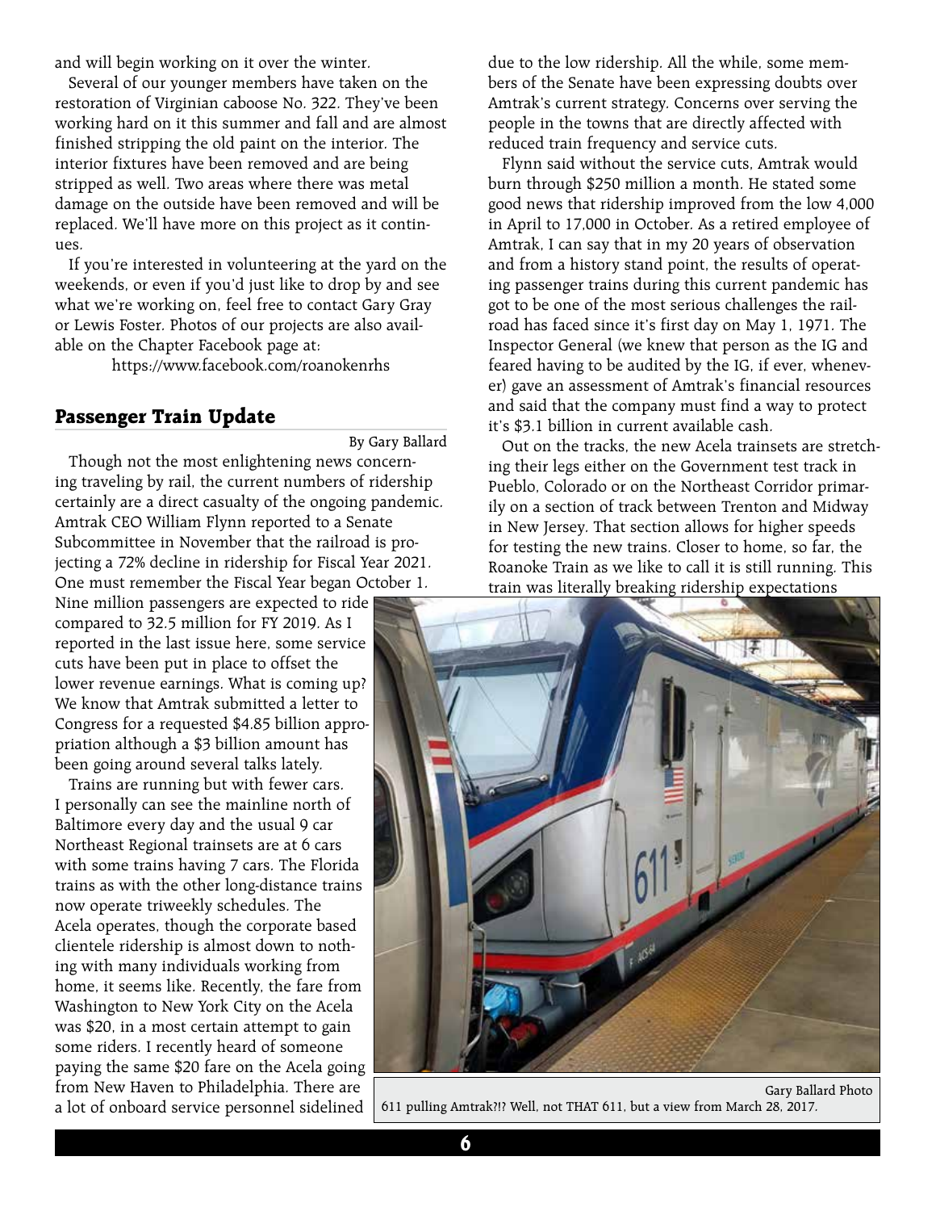and will begin working on it over the winter.

Several of our younger members have taken on the restoration of Virginian caboose No. 322. They've been working hard on it this summer and fall and are almost finished stripping the old paint on the interior. The interior fixtures have been removed and are being stripped as well. Two areas where there was metal damage on the outside have been removed and will be replaced. We'll have more on this project as it continues.

If you're interested in volunteering at the yard on the weekends, or even if you'd just like to drop by and see what we're working on, feel free to contact Gary Gray or Lewis Foster. Photos of our projects are also available on the Chapter Facebook page at:

https://www.facebook.com/roanokenrhs

## Passenger Train Update

By Gary Ballard

Though not the most enlightening news concerning traveling by rail, the current numbers of ridership certainly are a direct casualty of the ongoing pandemic. Amtrak CEO William Flynn reported to a Senate Subcommittee in November that the railroad is projecting a 72% decline in ridership for Fiscal Year 2021. One must remember the Fiscal Year began October 1. Nine million passengers are expected to ride compared to 32.5 million for FY 2019. As I reported in the last issue here, some service cuts have been put in place to offset the lower revenue earnings. What is coming up? We know that Amtrak submitted a letter to Congress for a requested $4.85 billion appropriation although a $3 billion amount has been going around several talks lately.

Trains are running but with fewer cars. I personally can see the mainline north of Baltimore every day and the usual 9 car Northeast Regional trainsets are at 6 cars with some trains having 7 cars. The Florida trains as with the other long-distance trains now operate triweekly schedules. The Acela operates, though the corporate based clientele ridership is almost down to nothing with many individuals working from home, it seems like. Recently, the fare from Washington to New York City on the Acela was $20, in a most certain attempt to gain some riders. I recently heard of someone paying the same $20 fare on the Acela going from New Haven to Philadelphia. There are a lot of onboard service personnel sidelined due to the low ridership. All the while, some members of the Senate have been expressing doubts over Amtrak's current strategy. Concerns over serving the people in the towns that are directly affected with reduced train frequency and service cuts.

Flynn said without the service cuts, Amtrak would burn through $250 million a month. He stated some good news that ridership improved from the low 4,000 in April to 17,000 in October. As a retired employee of Amtrak, I can say that in my 20 years of observation and from a history stand point, the results of operating passenger trains during this current pandemic has got to be one of the most serious challenges the railroad has faced since it's first day on May 1, 1971. The Inspector General (we knew that person as the IG and feared having to be audited by the IG, if ever, whenever) gave an assessment of Amtrak's financial resources and said that the company must find a way to protect it's $3.1 billion in current available cash.

Out on the tracks, the new Acela trainsets are stretching their legs either on the Government test track in Pueblo, Colorado or on the Northeast Corridor primarily on a section of track between Trenton and Midway in New Jersey. That section allows for higher speeds for testing the new trains. Closer to home, so far, the Roanoke Train as we like to call it is still running. This train was literally breaking ridership expectations

Gary Ballard Photo

611 pulling Amtrak?!? Well, not THAT 611, but a view from March 28, 2017.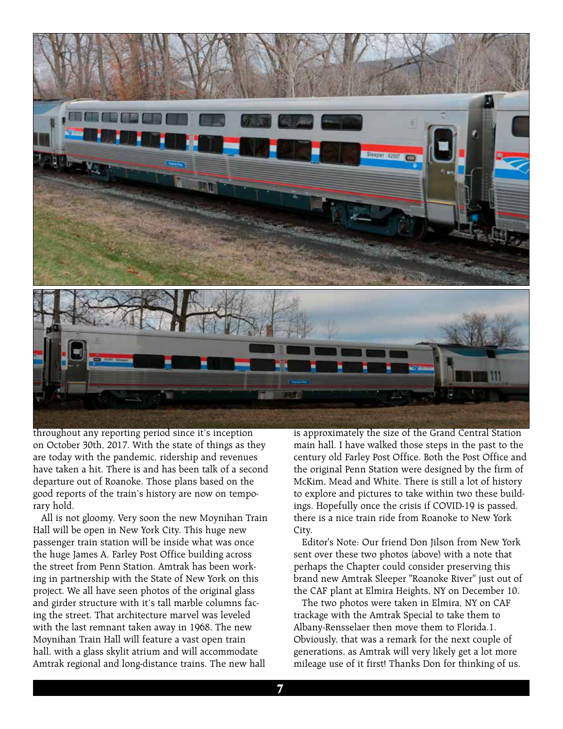throughout any reporting period since it's inception on October 30th, 2017. With the state of things as they are today with the pandemic, ridership and revenues have taken a hit. There is and has been talk of a second departure out of Roanoke. Those plans based on the good reports of the train's history are now on temporary hold.

All is not gloomy. Very soon the new Moynihan Train Hall will be open in New York City. This huge new passenger train station will be inside what was once the huge James A. Farley Post Office building across the street from Penn Station. Amtrak has been working in partnership with the State of New York on this project. We all have seen photos of the original glass and girder structure with it's tall marble columns facing the street. That architecture marvel was leveled with the last remnant taken away in 1968. The new Moynihan Train Hall will feature a vast open train hall, with a glass skylit atrium and will accommodate Amtrak regional and long-distance trains. The new hall is approximately the size of the Grand Central Station main hall. I have walked those steps in the past to the century old Farley Post Office. Both the Post Office and the original Penn Station were designed by the firm of McKim, Mead and White. There is still a lot of history to explore and pictures to take within two these buildings. Hopefully once the crisis if COVID-19 is passed, there is a nice train ride from Roanoke to New York City.

Editor's Note: Our friend Don Jilson from New York sent over these two photos (above) with a note that perhaps the Chapter could consider preserving this brand new Amtrak Sleeper "Roanoke River" just out of the CAF plant at Elmira Heights, NY on December 10.

The two photos were taken in Elmira, NY on CAF trackage with the Amtrak Special to take them to Albany-Rensselaer then move them to Florida.1. Obviously, that was a remark for the next couple of generations, as Amtrak will very likely get a lot more mileage use of it first! Thanks Don for thinking of us.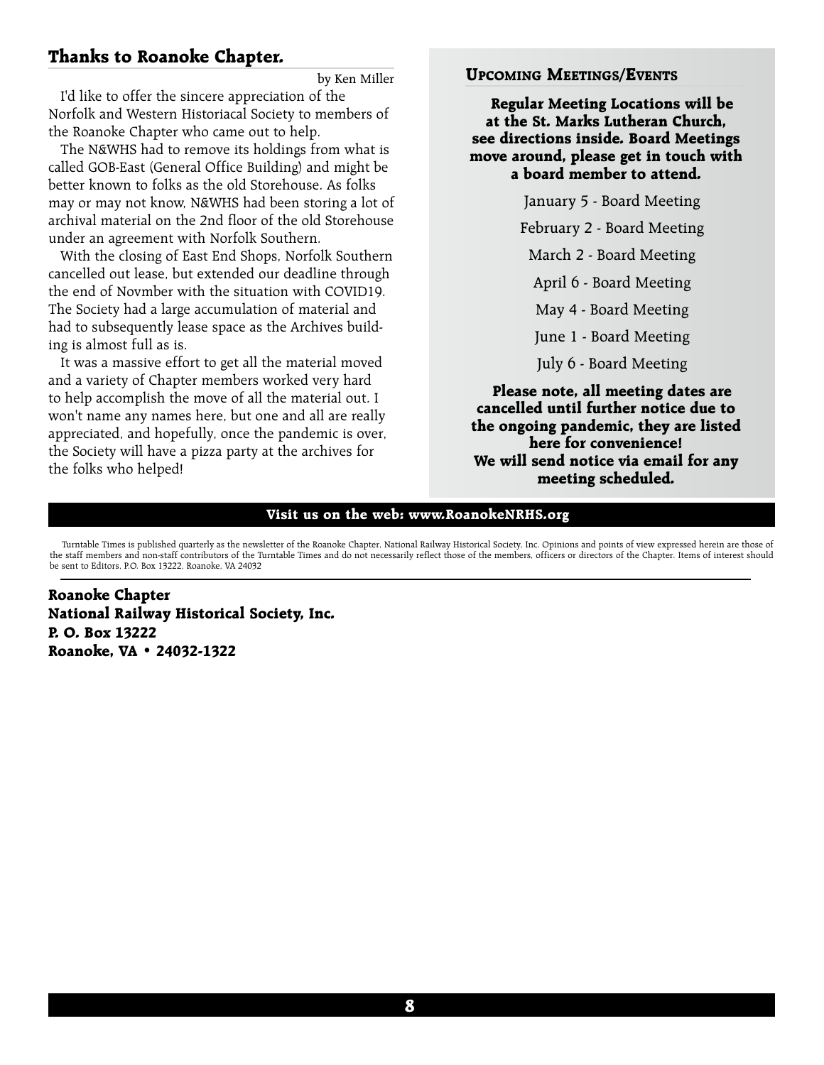## Thanks to Roanoke Chapter.

by Ken Miller

I'd like to offer the sincere appreciation of the Norfolk and Western Historiacal Society to members of the Roanoke Chapter who came out to help.

The N&WHS had to remove its holdings from what is called GOB-East (General Office Building) and might be better known to folks as the old Storehouse. As folks may or may not know, N&WHS had been storing a lot of archival material on the 2nd floor of the old Storehouse under an agreement with Norfolk Southern.

With the closing of East End Shops, Norfolk Southern cancelled out lease, but extended our deadline through the end of Novmber with the situation with COVID19. The Society had a large accumulation of material and had to subsequently lease space as the Archives building is almost full as is.

It was a massive effort to get all the material moved and a variety of Chapter members worked very hard to help accomplish the move of all the material out. I won't name any names here, but one and all are really appreciated, and hopefully, once the pandemic is over, the Society will have a pizza party at the archives for the folks who helped!

## Upcoming Meetings/Events

**Regular Meeting Locations will be at the St. Marks Lutheran Church, see directions inside. Board Meetings move around, please get in touch with a board member to attend.**

January 5 - Board Meeting

February 2 - Board Meeting

March 2 - Board Meeting

April 6 - Board Meeting

May 4 - Board Meeting

June 1 - Board Meeting

July 6 - Board Meeting

**Please note, all meeting dates are cancelled until further notice due to the ongoing pandemic, they are listed here for convenience!**
**We will send notice via email for any meeting scheduled.**

**Visit us on the web: www.RoanokeNRHS.org**

Turntable Times is published quarterly as the newsletter of the Roanoke Chapter, National Railway Historical Society, Inc. Opinions and points of view expressed herein are those of the staff members and non-staff contributors of the Turntable Times and do not necessarily reflect those of the members, officers or directors of the Chapter. Items of interest should be sent to Editors, P.O. Box 13222, Roanoke, VA 24032

**Roanoke Chapter**
**National Railway Historical Society, Inc.**
**P. O. Box 13222**
**Roanoke, VA • 24032-1322**